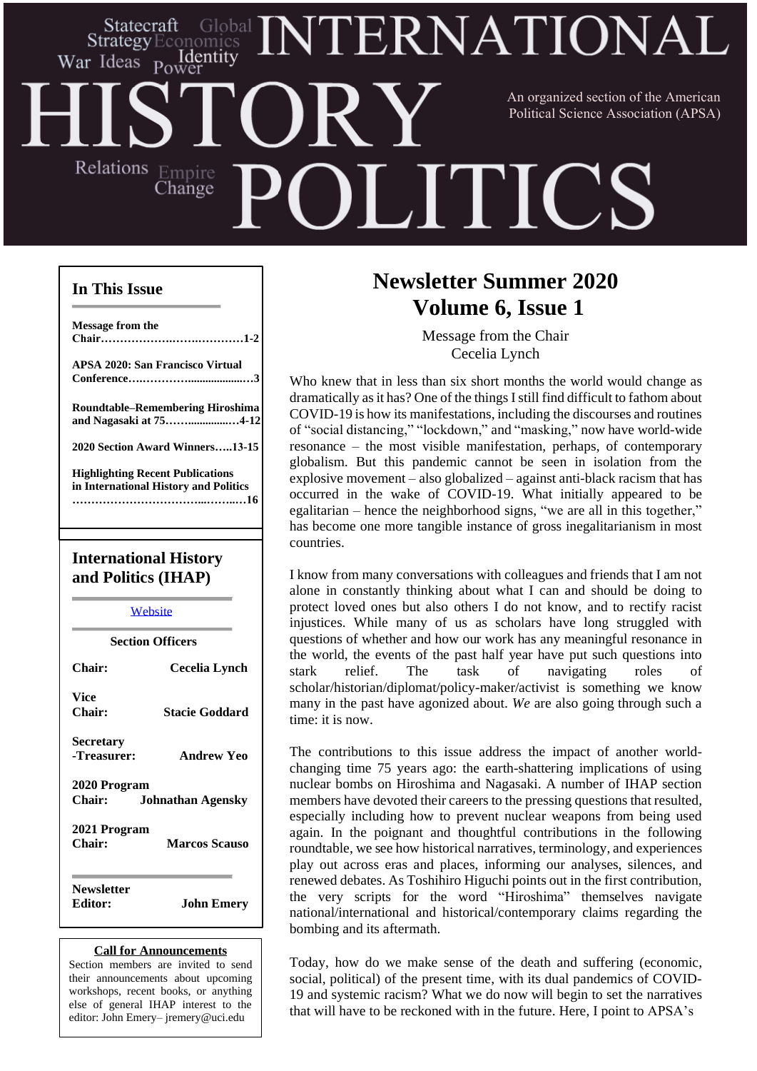# INTERNATIONAL HISTORY POLITICS

Statecraft Global Strategy Economics War Ideas Identity Power Relations Empire Change

An organized section of the American Political Science Association (APSA)

## In This Issue

**Message from the Chair……………………………………1-2**

**APSA 2020: San Francisco Virtual Conference………………………………3**

**Roundtable–Remembering Hiroshima and Nagasaki at 75…………………4-12**

**2020 Section Award Winners…..13-15**

**Highlighting Recent Publications in International History and Politics ……………………………………………16**

## International History and Politics (IHAP)

Website

**Section Officers**

**Chair:** **Cecelia Lynch**

**Vice Chair:** **Stacie Goddard**

**Secretary-Treasurer:** **Andrew Yeo**

**2020 Program Chair:** **Johnathan Agensky**

**2021 Program Chair:** **Marcos Scauso**

**Newsletter Editor:** **John Emery**

**Call for Announcements**

Section members are invited to send their announcements about upcoming workshops, recent books, or anything else of general IHAP interest to the editor: John Emery– jremery@uci.edu

# Newsletter Summer 2020
# Volume 6, Issue 1

Message from the Chair
Cecelia Lynch

Who knew that in less than six short months the world would change as dramatically as it has? One of the things I still find difficult to fathom about COVID-19 is how its manifestations, including the discourses and routines of "social distancing," "lockdown," and "masking," now have world-wide resonance – the most visible manifestation, perhaps, of contemporary globalism. But this pandemic cannot be seen in isolation from the explosive movement – also globalized – against anti-black racism that has occurred in the wake of COVID-19. What initially appeared to be egalitarian – hence the neighborhood signs, "we are all in this together," has become one more tangible instance of gross inegalitarianism in most countries.

I know from many conversations with colleagues and friends that I am not alone in constantly thinking about what I can and should be doing to protect loved ones but also others I do not know, and to rectify racist injustices. While many of us as scholars have long struggled with questions of whether and how our work has any meaningful resonance in the world, the events of the past half year have put such questions into stark relief. The task of navigating roles of scholar/historian/diplomat/policy-maker/activist is something we know many in the past have agonized about. *We* are also going through such a time: it is now.

The contributions to this issue address the impact of another world-changing time 75 years ago: the earth-shattering implications of using nuclear bombs on Hiroshima and Nagasaki. A number of IHAP section members have devoted their careers to the pressing questions that resulted, especially including how to prevent nuclear weapons from being used again. In the poignant and thoughtful contributions in the following roundtable, we see how historical narratives, terminology, and experiences play out across eras and places, informing our analyses, silences, and renewed debates. As Toshihiro Higuchi points out in the first contribution, the very scripts for the word "Hiroshima" themselves navigate national/international and historical/contemporary claims regarding the bombing and its aftermath.

Today, how do we make sense of the death and suffering (economic, social, political) of the present time, with its dual pandemics of COVID-19 and systemic racism? What we do now will begin to set the narratives that will have to be reckoned with in the future. Here, I point to APSA's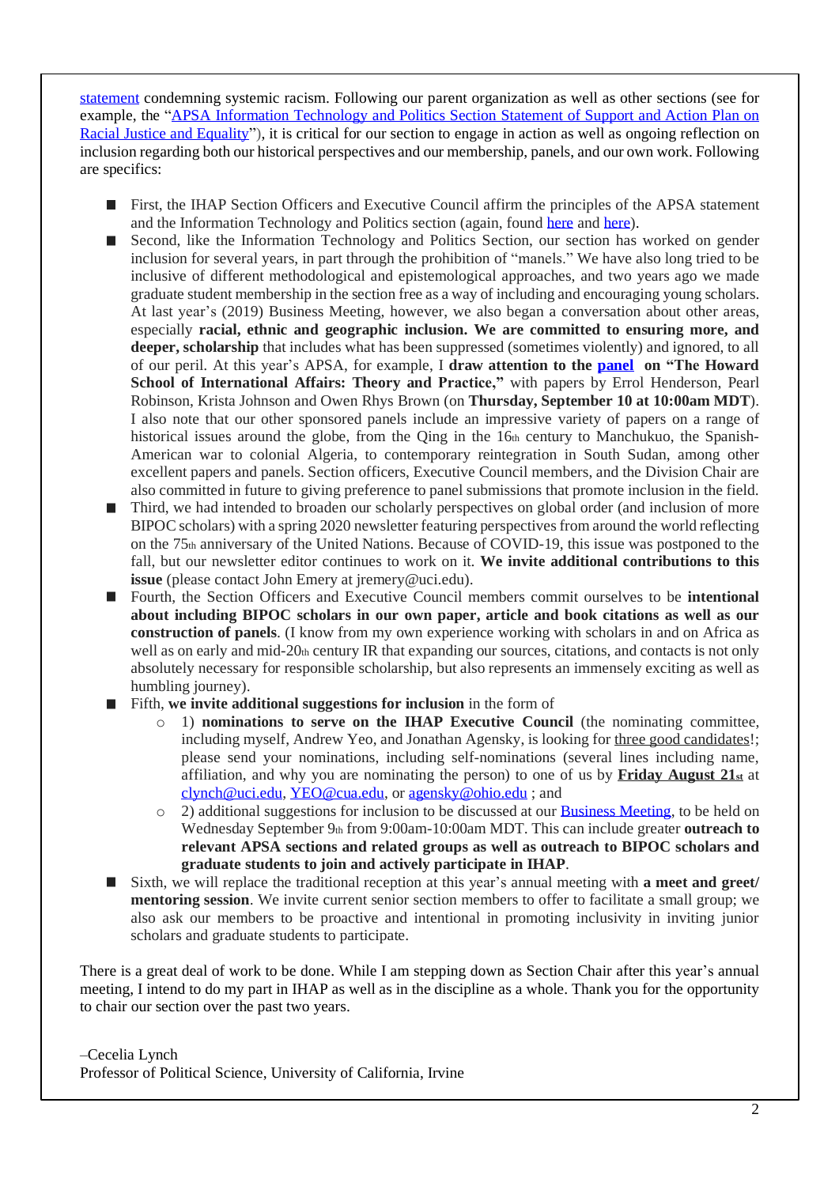statement condemning systemic racism. Following our parent organization as well as other sections (see for example, the "APSA Information Technology and Politics Section Statement of Support and Action Plan on Racial Justice and Equality"), it is critical for our section to engage in action as well as ongoing reflection on inclusion regarding both our historical perspectives and our membership, panels, and our own work. Following are specifics:

- First, the IHAP Section Officers and Executive Council affirm the principles of the APSA statement and the Information Technology and Politics section (again, found here and here).
- Second, like the Information Technology and Politics Section, our section has worked on gender inclusion for several years, in part through the prohibition of "manels." We have also long tried to be inclusive of different methodological and epistemological approaches, and two years ago we made graduate student membership in the section free as a way of including and encouraging young scholars. At last year's (2019) Business Meeting, however, we also began a conversation about other areas, especially **racial, ethnic and geographic inclusion. We are committed to ensuring more, and deeper, scholarship** that includes what has been suppressed (sometimes violently) and ignored, to all of our peril. At this year's APSA, for example, I **draw attention to the panel on "The Howard School of International Affairs: Theory and Practice,"** with papers by Errol Henderson, Pearl Robinson, Krista Johnson and Owen Rhys Brown (on **Thursday, September 10 at 10:00am MDT**). I also note that our other sponsored panels include an impressive variety of papers on a range of historical issues around the globe, from the Qing in the 16th century to Manchukuo, the Spanish-American war to colonial Algeria, to contemporary reintegration in South Sudan, among other excellent papers and panels. Section officers, Executive Council members, and the Division Chair are also committed in future to giving preference to panel submissions that promote inclusion in the field.
- Third, we had intended to broaden our scholarly perspectives on global order (and inclusion of more BIPOC scholars) with a spring 2020 newsletter featuring perspectives from around the world reflecting on the 75th anniversary of the United Nations. Because of COVID-19, this issue was postponed to the fall, but our newsletter editor continues to work on it. **We invite additional contributions to this issue** (please contact John Emery at jremery@uci.edu).
- Fourth, the Section Officers and Executive Council members commit ourselves to be **intentional about including BIPOC scholars in our own paper, article and book citations as well as our construction of panels**. (I know from my own experience working with scholars in and on Africa as well as on early and mid-20th century IR that expanding our sources, citations, and contacts is not only absolutely necessary for responsible scholarship, but also represents an immensely exciting as well as humbling journey).
- Fifth, **we invite additional suggestions for inclusion** in the form of
  - 1) **nominations to serve on the IHAP Executive Council** (the nominating committee, including myself, Andrew Yeo, and Jonathan Agensky, is looking for three good candidates!; please send your nominations, including self-nominations (several lines including name, affiliation, and why you are nominating the person) to one of us by **Friday August 21st** at clynch@uci.edu, YEO@cua.edu, or agensky@ohio.edu ; and
  - 2) additional suggestions for inclusion to be discussed at our Business Meeting, to be held on Wednesday September 9th from 9:00am-10:00am MDT. This can include greater **outreach to relevant APSA sections and related groups as well as outreach to BIPOC scholars and graduate students to join and actively participate in IHAP**.
- Sixth, we will replace the traditional reception at this year's annual meeting with **a meet and greet/ mentoring session**. We invite current senior section members to offer to facilitate a small group; we also ask our members to be proactive and intentional in promoting inclusivity in inviting junior scholars and graduate students to participate.

There is a great deal of work to be done. While I am stepping down as Section Chair after this year's annual meeting, I intend to do my part in IHAP as well as in the discipline as a whole. Thank you for the opportunity to chair our section over the past two years.

–Cecelia Lynch
Professor of Political Science, University of California, Irvine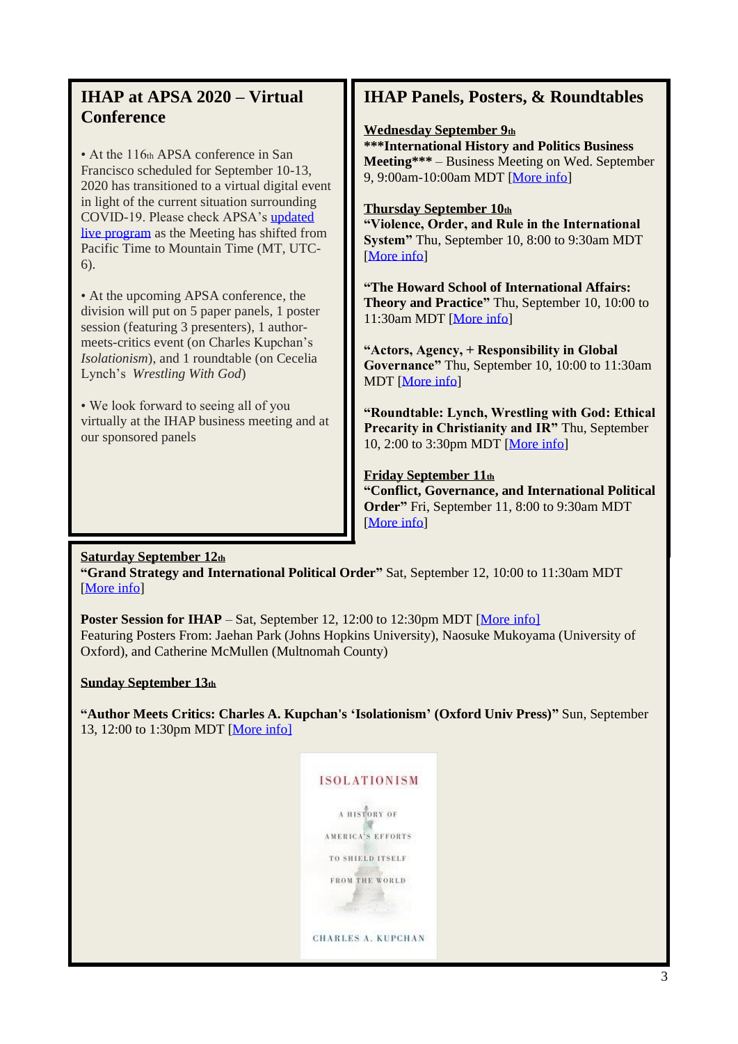## IHAP at APSA 2020 – Virtual Conference

• At the 116th APSA conference in San Francisco scheduled for September 10-13, 2020 has transitioned to a virtual digital event in light of the current situation surrounding COVID-19. Please check APSA's updated live program as the Meeting has shifted from Pacific Time to Mountain Time (MT, UTC-6).

• At the upcoming APSA conference, the division will put on 5 paper panels, 1 poster session (featuring 3 presenters), 1 author-meets-critics event (on Charles Kupchan's *Isolationism*), and 1 roundtable (on Cecelia Lynch's *Wrestling With God*)

• We look forward to seeing all of you virtually at the IHAP business meeting and at our sponsored panels

## IHAP Panels, Posters, & Roundtables

**Wednesday September 9th**
**\*\*\*International History and Politics Business Meeting\*\*\*** – Business Meeting on Wed. September 9, 9:00am-10:00am MDT [More info]

**Thursday September 10th**
**"Violence, Order, and Rule in the International System"** Thu, September 10, 8:00 to 9:30am MDT [More info]

**"The Howard School of International Affairs: Theory and Practice"** Thu, September 10, 10:00 to 11:30am MDT [More info]

**"Actors, Agency, + Responsibility in Global Governance"** Thu, September 10, 10:00 to 11:30am MDT [More info]

**"Roundtable: Lynch, Wrestling with God: Ethical Precarity in Christianity and IR"** Thu, September 10, 2:00 to 3:30pm MDT [More info]

**Friday September 11th**
**"Conflict, Governance, and International Political Order"** Fri, September 11, 8:00 to 9:30am MDT [More info]

**Saturday September 12th**
**"Grand Strategy and International Political Order"** Sat, September 12, 10:00 to 11:30am MDT [More info]

**Poster Session for IHAP** – Sat, September 12, 12:00 to 12:30pm MDT [More info]
Featuring Posters From: Jaehan Park (Johns Hopkins University), Naosuke Mukoyama (University of Oxford), and Catherine McMullen (Multnomah County)

**Sunday September 13th**

**"Author Meets Critics: Charles A. Kupchan's 'Isolationism' (Oxford Univ Press)"** Sun, September 13, 12:00 to 1:30pm MDT [More info]

ISOLATIONISM

A HISTORY OF AMERICA'S EFFORTS TO SHIELD ITSELF FROM THE WORLD

CHARLES A. KUPCHAN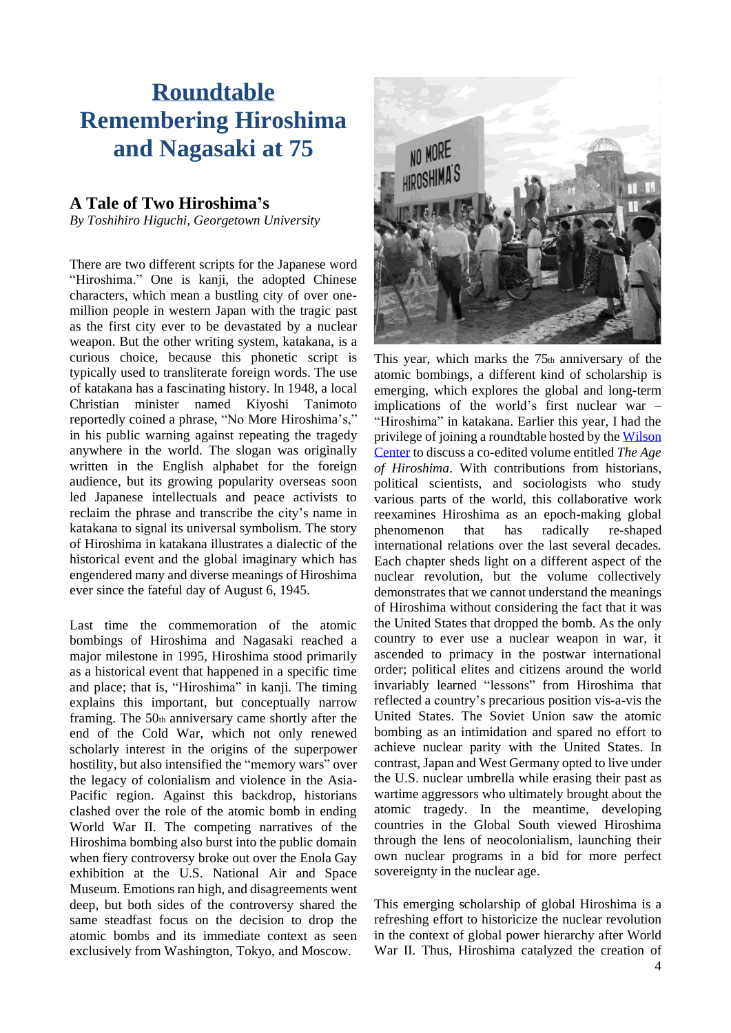# Roundtable Remembering Hiroshima and Nagasaki at 75

## A Tale of Two Hiroshima's

*By Toshihiro Higuchi, Georgetown University*

There are two different scripts for the Japanese word "Hiroshima." One is kanji, the adopted Chinese characters, which mean a bustling city of over one-million people in western Japan with the tragic past as the first city ever to be devastated by a nuclear weapon. But the other writing system, katakana, is a curious choice, because this phonetic script is typically used to transliterate foreign words. The use of katakana has a fascinating history. In 1948, a local Christian minister named Kiyoshi Tanimoto reportedly coined a phrase, "No More Hiroshima's," in his public warning against repeating the tragedy anywhere in the world. The slogan was originally written in the English alphabet for the foreign audience, but its growing popularity overseas soon led Japanese intellectuals and peace activists to reclaim the phrase and transcribe the city's name in katakana to signal its universal symbolism. The story of Hiroshima in katakana illustrates a dialectic of the historical event and the global imaginary which has engendered many and diverse meanings of Hiroshima ever since the fateful day of August 6, 1945.

Last time the commemoration of the atomic bombings of Hiroshima and Nagasaki reached a major milestone in 1995, Hiroshima stood primarily as a historical event that happened in a specific time and place; that is, "Hiroshima" in kanji. The timing explains this important, but conceptually narrow framing. The 50th anniversary came shortly after the end of the Cold War, which not only renewed scholarly interest in the origins of the superpower hostility, but also intensified the "memory wars" over the legacy of colonialism and violence in the Asia-Pacific region. Against this backdrop, historians clashed over the role of the atomic bomb in ending World War II. The competing narratives of the Hiroshima bombing also burst into the public domain when fiery controversy broke out over the Enola Gay exhibition at the U.S. National Air and Space Museum. Emotions ran high, and disagreements went deep, but both sides of the controversy shared the same steadfast focus on the decision to drop the atomic bombs and its immediate context as seen exclusively from Washington, Tokyo, and Moscow.

This year, which marks the 75th anniversary of the atomic bombings, a different kind of scholarship is emerging, which explores the global and long-term implications of the world's first nuclear war – "Hiroshima" in katakana. Earlier this year, I had the privilege of joining a roundtable hosted by the Wilson Center to discuss a co-edited volume entitled *The Age of Hiroshima*. With contributions from historians, political scientists, and sociologists who study various parts of the world, this collaborative work reexamines Hiroshima as an epoch-making global phenomenon that has radically re-shaped international relations over the last several decades. Each chapter sheds light on a different aspect of the nuclear revolution, but the volume collectively demonstrates that we cannot understand the meanings of Hiroshima without considering the fact that it was the United States that dropped the bomb. As the only country to ever use a nuclear weapon in war, it ascended to primacy in the postwar international order; political elites and citizens around the world invariably learned "lessons" from Hiroshima that reflected a country's precarious position vis-a-vis the United States. The Soviet Union saw the atomic bombing as an intimidation and spared no effort to achieve nuclear parity with the United States. In contrast, Japan and West Germany opted to live under the U.S. nuclear umbrella while erasing their past as wartime aggressors who ultimately brought about the atomic tragedy. In the meantime, developing countries in the Global South viewed Hiroshima through the lens of neocolonialism, launching their own nuclear programs in a bid for more perfect sovereignty in the nuclear age.

This emerging scholarship of global Hiroshima is a refreshing effort to historicize the nuclear revolution in the context of global power hierarchy after World War II. Thus, Hiroshima catalyzed the creation of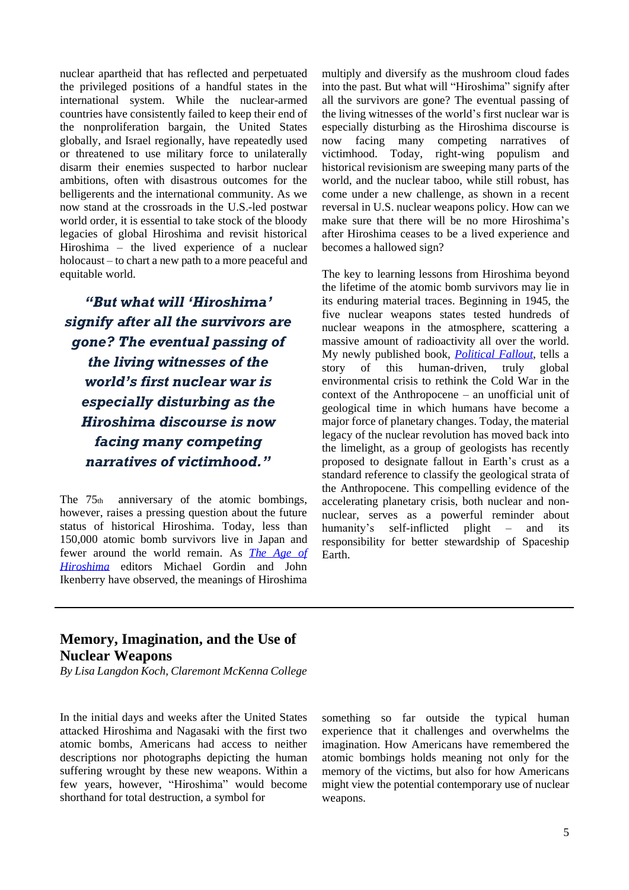nuclear apartheid that has reflected and perpetuated the privileged positions of a handful states in the international system. While the nuclear-armed countries have consistently failed to keep their end of the nonproliferation bargain, the United States globally, and Israel regionally, have repeatedly used or threatened to use military force to unilaterally disarm their enemies suspected to harbor nuclear ambitions, often with disastrous outcomes for the belligerents and the international community. As we now stand at the crossroads in the U.S.-led postwar world order, it is essential to take stock of the bloody legacies of global Hiroshima and revisit historical Hiroshima – the lived experience of a nuclear holocaust – to chart a new path to a more peaceful and equitable world.

> ***"But what will 'Hiroshima' signify after all the survivors are gone? The eventual passing of the living witnesses of the world's first nuclear war is especially disturbing as the Hiroshima discourse is now facing many competing narratives of victimhood."***

The 75th anniversary of the atomic bombings, however, raises a pressing question about the future status of historical Hiroshima. Today, less than 150,000 atomic bomb survivors live in Japan and fewer around the world remain. As *The Age of Hiroshima* editors Michael Gordin and John Ikenberry have observed, the meanings of Hiroshima multiply and diversify as the mushroom cloud fades into the past. But what will "Hiroshima" signify after all the survivors are gone? The eventual passing of the living witnesses of the world's first nuclear war is especially disturbing as the Hiroshima discourse is now facing many competing narratives of victimhood. Today, right-wing populism and historical revisionism are sweeping many parts of the world, and the nuclear taboo, while still robust, has come under a new challenge, as shown in a recent reversal in U.S. nuclear weapons policy. How can we make sure that there will be no more Hiroshima's after Hiroshima ceases to be a lived experience and becomes a hallowed sign?

The key to learning lessons from Hiroshima beyond the lifetime of the atomic bomb survivors may lie in its enduring material traces. Beginning in 1945, the five nuclear weapons states tested hundreds of nuclear weapons in the atmosphere, scattering a massive amount of radioactivity all over the world. My newly published book, *Political Fallout*, tells a story of this human-driven, truly global environmental crisis to rethink the Cold War in the context of the Anthropocene – an unofficial unit of geological time in which humans have become a major force of planetary changes. Today, the material legacy of the nuclear revolution has moved back into the limelight, as a group of geologists has recently proposed to designate fallout in Earth's crust as a standard reference to classify the geological strata of the Anthropocene. This compelling evidence of the accelerating planetary crisis, both nuclear and non-nuclear, serves as a powerful reminder about humanity's self-inflicted plight – and its responsibility for better stewardship of Spaceship Earth.

---

## Memory, Imagination, and the Use of Nuclear Weapons

*By Lisa Langdon Koch, Claremont McKenna College*

In the initial days and weeks after the United States attacked Hiroshima and Nagasaki with the first two atomic bombs, Americans had access to neither descriptions nor photographs depicting the human suffering wrought by these new weapons. Within a few years, however, "Hiroshima" would become shorthand for total destruction, a symbol for something so far outside the typical human experience that it challenges and overwhelms the imagination. How Americans have remembered the atomic bombings holds meaning not only for the memory of the victims, but also for how Americans might view the potential contemporary use of nuclear weapons.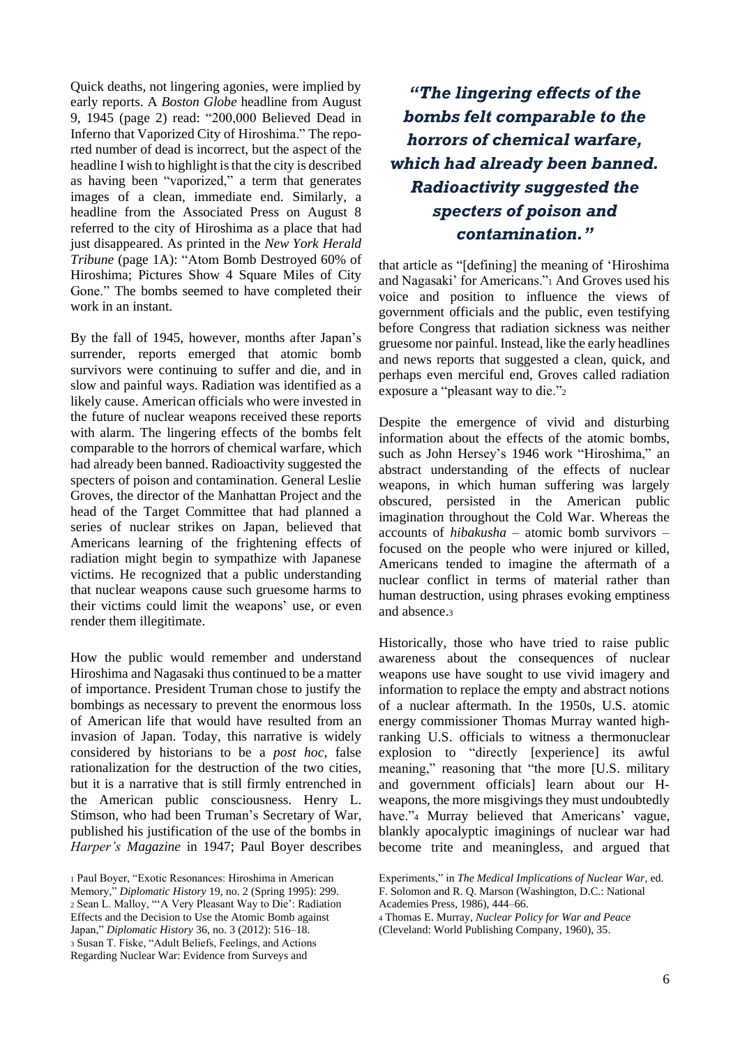Quick deaths, not lingering agonies, were implied by early reports. A *Boston Globe* headline from August 9, 1945 (page 2) read: "200,000 Believed Dead in Inferno that Vaporized City of Hiroshima." The reported number of dead is incorrect, but the aspect of the headline I wish to highlight is that the city is described as having been "vaporized," a term that generates images of a clean, immediate end. Similarly, a headline from the Associated Press on August 8 referred to the city of Hiroshima as a place that had just disappeared. As printed in the *New York Herald Tribune* (page 1A): "Atom Bomb Destroyed 60% of Hiroshima; Pictures Show 4 Square Miles of City Gone." The bombs seemed to have completed their work in an instant.

By the fall of 1945, however, months after Japan's surrender, reports emerged that atomic bomb survivors were continuing to suffer and die, and in slow and painful ways. Radiation was identified as a likely cause. American officials who were invested in the future of nuclear weapons received these reports with alarm. The lingering effects of the bombs felt comparable to the horrors of chemical warfare, which had already been banned. Radioactivity suggested the specters of poison and contamination. General Leslie Groves, the director of the Manhattan Project and the head of the Target Committee that had planned a series of nuclear strikes on Japan, believed that Americans learning of the frightening effects of radiation might begin to sympathize with Japanese victims. He recognized that a public understanding that nuclear weapons cause such gruesome harms to their victims could limit the weapons' use, or even render them illegitimate.

How the public would remember and understand Hiroshima and Nagasaki thus continued to be a matter of importance. President Truman chose to justify the bombings as necessary to prevent the enormous loss of American life that would have resulted from an invasion of Japan. Today, this narrative is widely considered by historians to be a *post hoc*, false rationalization for the destruction of the two cities, but it is a narrative that is still firmly entrenched in the American public consciousness. Henry L. Stimson, who had been Truman's Secretary of War, published his justification of the use of the bombs in *Harper's Magazine* in 1947; Paul Boyer describes that article as "[defining] the meaning of 'Hiroshima and Nagasaki' for Americans."[1] And Groves used his voice and position to influence the views of government officials and the public, even testifying before Congress that radiation sickness was neither gruesome nor painful. Instead, like the early headlines and news reports that suggested a clean, quick, and perhaps even merciful end, Groves called radiation exposure a "pleasant way to die."[2]

> ***"The lingering effects of the bombs felt comparable to the horrors of chemical warfare, which had already been banned. Radioactivity suggested the specters of poison and contamination."***

Despite the emergence of vivid and disturbing information about the effects of the atomic bombs, such as John Hersey's 1946 work "Hiroshima," an abstract understanding of the effects of nuclear weapons, in which human suffering was largely obscured, persisted in the American public imagination throughout the Cold War. Whereas the accounts of *hibakusha* – atomic bomb survivors – focused on the people who were injured or killed, Americans tended to imagine the aftermath of a nuclear conflict in terms of material rather than human destruction, using phrases evoking emptiness and absence.[3]

Historically, those who have tried to raise public awareness about the consequences of nuclear weapons use have sought to use vivid imagery and information to replace the empty and abstract notions of a nuclear aftermath. In the 1950s, U.S. atomic energy commissioner Thomas Murray wanted high-ranking U.S. officials to witness a thermonuclear explosion to "directly [experience] its awful meaning," reasoning that "the more [U.S. military and government officials] learn about our H-weapons, the more misgivings they must undoubtedly have."[4] Murray believed that Americans' vague, blankly apocalyptic imaginings of nuclear war had become trite and meaningless, and argued that

[1] Paul Boyer, "Exotic Resonances: Hiroshima in American Memory," *Diplomatic History* 19, no. 2 (Spring 1995): 299.

[2] Sean L. Malloy, "'A Very Pleasant Way to Die': Radiation Effects and the Decision to Use the Atomic Bomb against Japan," *Diplomatic History* 36, no. 3 (2012): 516–18.

[3] Susan T. Fiske, "Adult Beliefs, Feelings, and Actions Regarding Nuclear War: Evidence from Surveys and Experiments," in *The Medical Implications of Nuclear War*, ed. F. Solomon and R. Q. Marson (Washington, D.C.: National Academies Press, 1986), 444–66.

[4] Thomas E. Murray, *Nuclear Policy for War and Peace* (Cleveland: World Publishing Company, 1960), 35.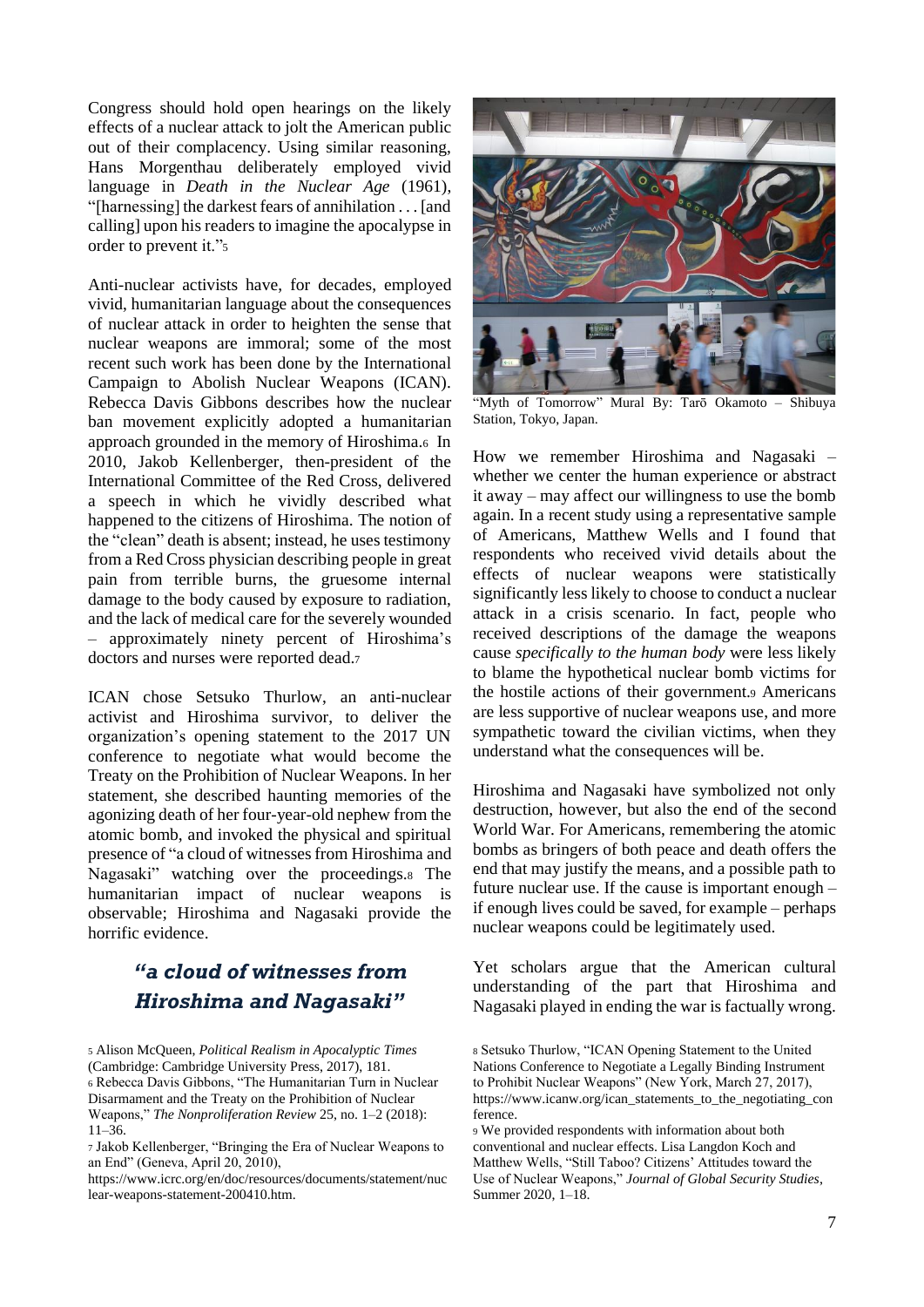Congress should hold open hearings on the likely effects of a nuclear attack to jolt the American public out of their complacency. Using similar reasoning, Hans Morgenthau deliberately employed vivid language in *Death in the Nuclear Age* (1961), "[harnessing] the darkest fears of annihilation . . . [and calling] upon his readers to imagine the apocalypse in order to prevent it."[5]

Anti-nuclear activists have, for decades, employed vivid, humanitarian language about the consequences of nuclear attack in order to heighten the sense that nuclear weapons are immoral; some of the most recent such work has been done by the International Campaign to Abolish Nuclear Weapons (ICAN). Rebecca Davis Gibbons describes how the nuclear ban movement explicitly adopted a humanitarian approach grounded in the memory of Hiroshima.[6] In 2010, Jakob Kellenberger, then-president of the International Committee of the Red Cross, delivered a speech in which he vividly described what happened to the citizens of Hiroshima. The notion of the "clean" death is absent; instead, he uses testimony from a Red Cross physician describing people in great pain from terrible burns, the gruesome internal damage to the body caused by exposure to radiation, and the lack of medical care for the severely wounded – approximately ninety percent of Hiroshima's doctors and nurses were reported dead.[7]

ICAN chose Setsuko Thurlow, an anti-nuclear activist and Hiroshima survivor, to deliver the organization's opening statement to the 2017 UN conference to negotiate what would become the Treaty on the Prohibition of Nuclear Weapons. In her statement, she described haunting memories of the agonizing death of her four-year-old nephew from the atomic bomb, and invoked the physical and spiritual presence of "a cloud of witnesses from Hiroshima and Nagasaki" watching over the proceedings.[8] The humanitarian impact of nuclear weapons is observable; Hiroshima and Nagasaki provide the horrific evidence.

> ***"a cloud of witnesses from Hiroshima and Nagasaki"***

"Myth of Tomorrow" Mural By: Tarō Okamoto – Shibuya Station, Tokyo, Japan.

How we remember Hiroshima and Nagasaki – whether we center the human experience or abstract it away – may affect our willingness to use the bomb again. In a recent study using a representative sample of Americans, Matthew Wells and I found that respondents who received vivid details about the effects of nuclear weapons were statistically significantly less likely to choose to conduct a nuclear attack in a crisis scenario. In fact, people who received descriptions of the damage the weapons cause *specifically to the human body* were less likely to blame the hypothetical nuclear bomb victims for the hostile actions of their government.[9] Americans are less supportive of nuclear weapons use, and more sympathetic toward the civilian victims, when they understand what the consequences will be.

Hiroshima and Nagasaki have symbolized not only destruction, however, but also the end of the second World War. For Americans, remembering the atomic bombs as bringers of both peace and death offers the end that may justify the means, and a possible path to future nuclear use. If the cause is important enough – if enough lives could be saved, for example – perhaps nuclear weapons could be legitimately used.

Yet scholars argue that the American cultural understanding of the part that Hiroshima and Nagasaki played in ending the war is factually wrong.

---

[5] Alison McQueen, *Political Realism in Apocalyptic Times* (Cambridge: Cambridge University Press, 2017), 181.

[6] Rebecca Davis Gibbons, "The Humanitarian Turn in Nuclear Disarmament and the Treaty on the Prohibition of Nuclear Weapons," *The Nonproliferation Review* 25, no. 1–2 (2018): 11–36.

[7] Jakob Kellenberger, "Bringing the Era of Nuclear Weapons to an End" (Geneva, April 20, 2010), https://www.icrc.org/en/doc/resources/documents/statement/nuclear-weapons-statement-200410.htm.

[8] Setsuko Thurlow, "ICAN Opening Statement to the United Nations Conference to Negotiate a Legally Binding Instrument to Prohibit Nuclear Weapons" (New York, March 27, 2017), https://www.icanw.org/ican_statements_to_the_negotiating_conference.

[9] We provided respondents with information about both conventional and nuclear effects. Lisa Langdon Koch and Matthew Wells, "Still Taboo? Citizens' Attitudes toward the Use of Nuclear Weapons," *Journal of Global Security Studies*, Summer 2020, 1–18.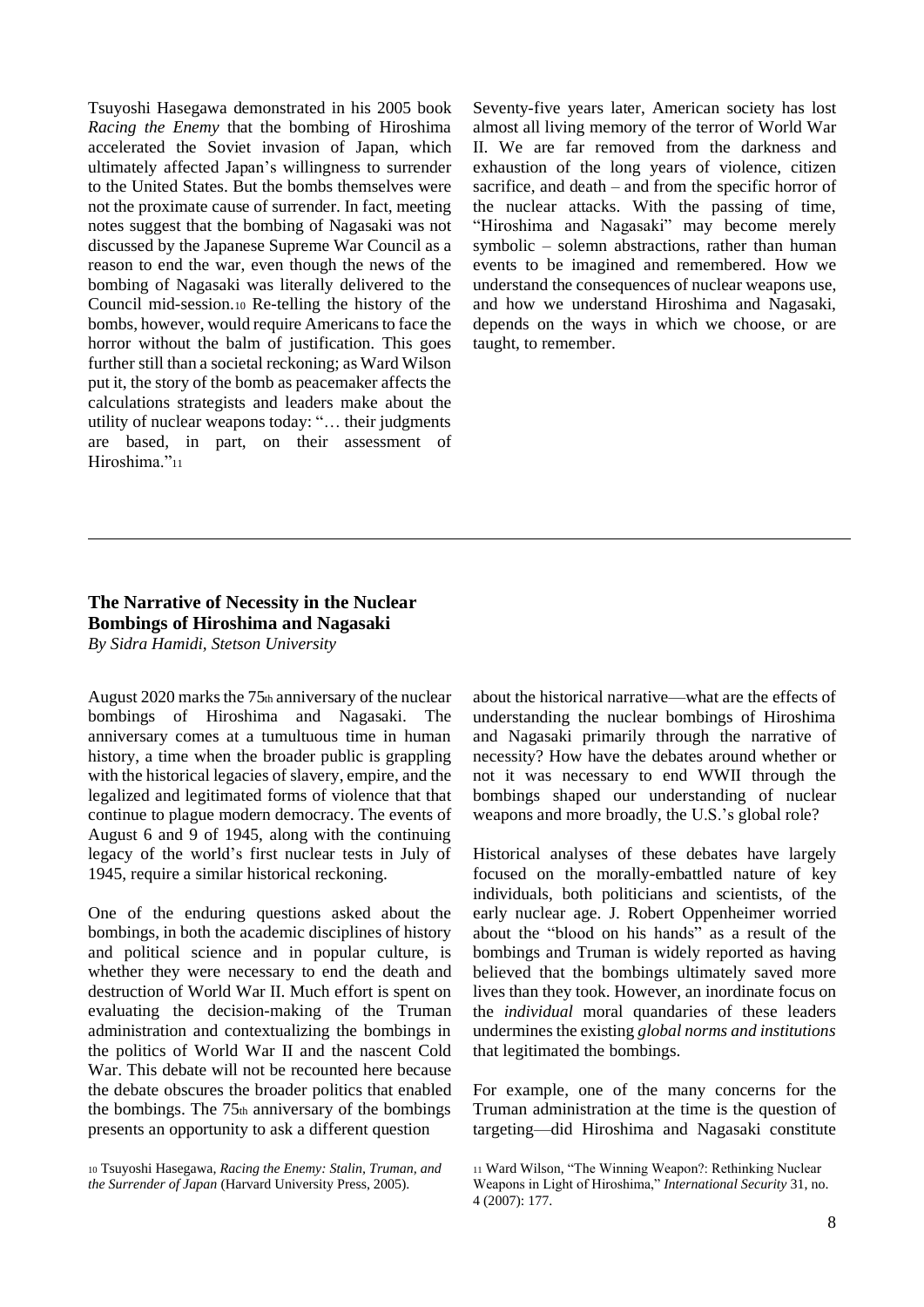Tsuyoshi Hasegawa demonstrated in his 2005 book *Racing the Enemy* that the bombing of Hiroshima accelerated the Soviet invasion of Japan, which ultimately affected Japan's willingness to surrender to the United States. But the bombs themselves were not the proximate cause of surrender. In fact, meeting notes suggest that the bombing of Nagasaki was not discussed by the Japanese Supreme War Council as a reason to end the war, even though the news of the bombing of Nagasaki was literally delivered to the Council mid-session.[10] Re-telling the history of the bombs, however, would require Americans to face the horror without the balm of justification. This goes further still than a societal reckoning; as Ward Wilson put it, the story of the bomb as peacemaker affects the calculations strategists and leaders make about the utility of nuclear weapons today: "… their judgments are based, in part, on their assessment of Hiroshima."[11]

Seventy-five years later, American society has lost almost all living memory of the terror of World War II. We are far removed from the darkness and exhaustion of the long years of violence, citizen sacrifice, and death – and from the specific horror of the nuclear attacks. With the passing of time, "Hiroshima and Nagasaki" may become merely symbolic – solemn abstractions, rather than human events to be imagined and remembered. How we understand the consequences of nuclear weapons use, and how we understand Hiroshima and Nagasaki, depends on the ways in which we choose, or are taught, to remember.

---

## The Narrative of Necessity in the Nuclear Bombings of Hiroshima and Nagasaki

*By Sidra Hamidi, Stetson University*

August 2020 marks the 75th anniversary of the nuclear bombings of Hiroshima and Nagasaki. The anniversary comes at a tumultuous time in human history, a time when the broader public is grappling with the historical legacies of slavery, empire, and the legalized and legitimated forms of violence that that continue to plague modern democracy. The events of August 6 and 9 of 1945, along with the continuing legacy of the world's first nuclear tests in July of 1945, require a similar historical reckoning.

One of the enduring questions asked about the bombings, in both the academic disciplines of history and political science and in popular culture, is whether they were necessary to end the death and destruction of World War II. Much effort is spent on evaluating the decision-making of the Truman administration and contextualizing the bombings in the politics of World War II and the nascent Cold War. This debate will not be recounted here because the debate obscures the broader politics that enabled the bombings. The 75th anniversary of the bombings presents an opportunity to ask a different question about the historical narrative—what are the effects of understanding the nuclear bombings of Hiroshima and Nagasaki primarily through the narrative of necessity? How have the debates around whether or not it was necessary to end WWII through the bombings shaped our understanding of nuclear weapons and more broadly, the U.S.'s global role?

Historical analyses of these debates have largely focused on the morally-embattled nature of key individuals, both politicians and scientists, of the early nuclear age. J. Robert Oppenheimer worried about the "blood on his hands" as a result of the bombings and Truman is widely reported as having believed that the bombings ultimately saved more lives than they took. However, an inordinate focus on the *individual* moral quandaries of these leaders undermines the existing *global norms and institutions* that legitimated the bombings.

For example, one of the many concerns for the Truman administration at the time is the question of targeting—did Hiroshima and Nagasaki constitute

[10] Tsuyoshi Hasegawa, *Racing the Enemy: Stalin, Truman, and the Surrender of Japan* (Harvard University Press, 2005).

[11] Ward Wilson, "The Winning Weapon?: Rethinking Nuclear Weapons in Light of Hiroshima," *International Security* 31, no. 4 (2007): 177.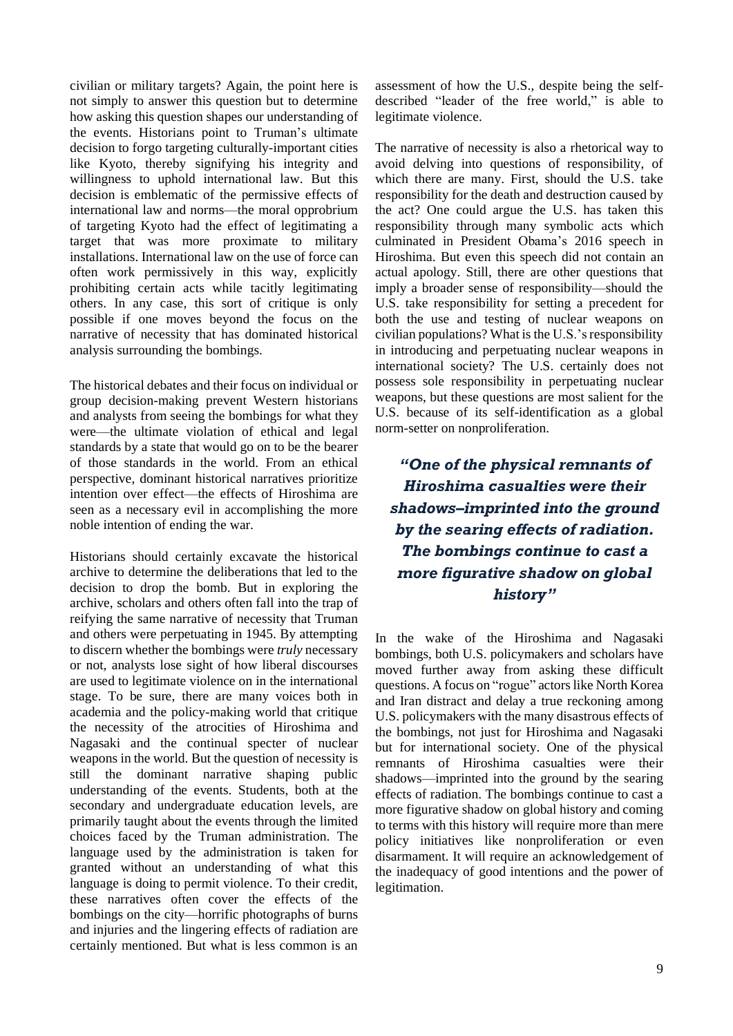civilian or military targets? Again, the point here is not simply to answer this question but to determine how asking this question shapes our understanding of the events. Historians point to Truman's ultimate decision to forgo targeting culturally-important cities like Kyoto, thereby signifying his integrity and willingness to uphold international law. But this decision is emblematic of the permissive effects of international law and norms—the moral opprobrium of targeting Kyoto had the effect of legitimating a target that was more proximate to military installations. International law on the use of force can often work permissively in this way, explicitly prohibiting certain acts while tacitly legitimating others. In any case, this sort of critique is only possible if one moves beyond the focus on the narrative of necessity that has dominated historical analysis surrounding the bombings.

The historical debates and their focus on individual or group decision-making prevent Western historians and analysts from seeing the bombings for what they were—the ultimate violation of ethical and legal standards by a state that would go on to be the bearer of those standards in the world. From an ethical perspective, dominant historical narratives prioritize intention over effect—the effects of Hiroshima are seen as a necessary evil in accomplishing the more noble intention of ending the war.

Historians should certainly excavate the historical archive to determine the deliberations that led to the decision to drop the bomb. But in exploring the archive, scholars and others often fall into the trap of reifying the same narrative of necessity that Truman and others were perpetuating in 1945. By attempting to discern whether the bombings were *truly* necessary or not, analysts lose sight of how liberal discourses are used to legitimate violence on in the international stage. To be sure, there are many voices both in academia and the policy-making world that critique the necessity of the atrocities of Hiroshima and Nagasaki and the continual specter of nuclear weapons in the world. But the question of necessity is still the dominant narrative shaping public understanding of the events. Students, both at the secondary and undergraduate education levels, are primarily taught about the events through the limited choices faced by the Truman administration. The language used by the administration is taken for granted without an understanding of what this language is doing to permit violence. To their credit, these narratives often cover the effects of the bombings on the city—horrific photographs of burns and injuries and the lingering effects of radiation are certainly mentioned. But what is less common is an assessment of how the U.S., despite being the self-described "leader of the free world," is able to legitimate violence.

The narrative of necessity is also a rhetorical way to avoid delving into questions of responsibility, of which there are many. First, should the U.S. take responsibility for the death and destruction caused by the act? One could argue the U.S. has taken this responsibility through many symbolic acts which culminated in President Obama's 2016 speech in Hiroshima. But even this speech did not contain an actual apology. Still, there are other questions that imply a broader sense of responsibility—should the U.S. take responsibility for setting a precedent for both the use and testing of nuclear weapons on civilian populations? What is the U.S.'s responsibility in introducing and perpetuating nuclear weapons in international society? The U.S. certainly does not possess sole responsibility in perpetuating nuclear weapons, but these questions are most salient for the U.S. because of its self-identification as a global norm-setter on nonproliferation.

> ***"One of the physical remnants of Hiroshima casualties were their shadows–imprinted into the ground by the searing effects of radiation. The bombings continue to cast a more figurative shadow on global history"***

In the wake of the Hiroshima and Nagasaki bombings, both U.S. policymakers and scholars have moved further away from asking these difficult questions. A focus on "rogue" actors like North Korea and Iran distract and delay a true reckoning among U.S. policymakers with the many disastrous effects of the bombings, not just for Hiroshima and Nagasaki but for international society. One of the physical remnants of Hiroshima casualties were their shadows—imprinted into the ground by the searing effects of radiation. The bombings continue to cast a more figurative shadow on global history and coming to terms with this history will require more than mere policy initiatives like nonproliferation or even disarmament. It will require an acknowledgement of the inadequacy of good intentions and the power of legitimation.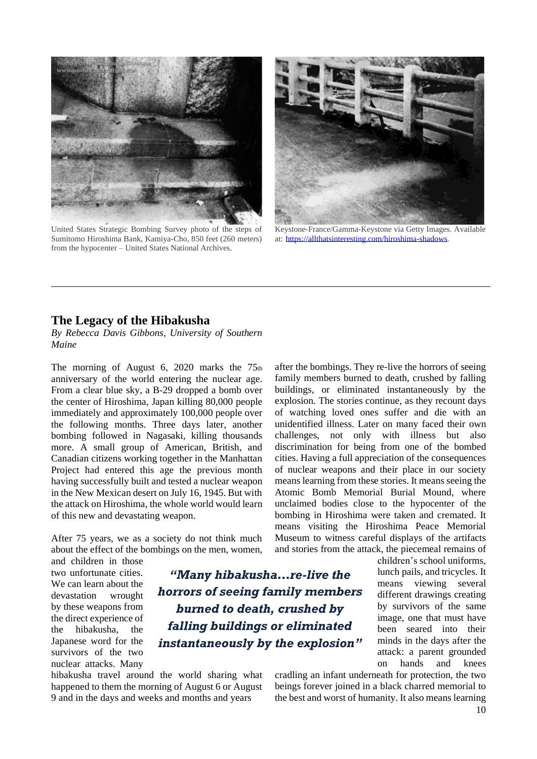United States Strategic Bombing Survey photo of the steps of Sumitomo Hiroshima Bank, Kamiya-Cho, 850 feet (260 meters) from the hypocenter – United States National Archives.

Keystone-France/Gamma-Keystone via Getty Images. Available at: https://allthatsinteresting.com/hiroshima-shadows.

---

## The Legacy of the Hibakusha

*By Rebecca Davis Gibbons, University of Southern Maine*

The morning of August 6, 2020 marks the 75th anniversary of the world entering the nuclear age. From a clear blue sky, a B-29 dropped a bomb over the center of Hiroshima, Japan killing 80,000 people immediately and approximately 100,000 people over the following months. Three days later, another bombing followed in Nagasaki, killing thousands more. A small group of American, British, and Canadian citizens working together in the Manhattan Project had entered this age the previous month having successfully built and tested a nuclear weapon in the New Mexican desert on July 16, 1945. But with the attack on Hiroshima, the whole world would learn of this new and devastating weapon.

After 75 years, we as a society do not think much about the effect of the bombings on the men, women, and children in those two unfortunate cities. We can learn about the devastation wrought by these weapons from the direct experience of the hibakusha, the Japanese word for the survivors of the two nuclear attacks. Many hibakusha travel around the world sharing what happened to them the morning of August 6 or August 9 and in the days and weeks and months and years after the bombings. They re-live the horrors of seeing family members burned to death, crushed by falling buildings, or eliminated instantaneously by the explosion. The stories continue, as they recount days of watching loved ones suffer and die with an unidentified illness. Later on many faced their own challenges, not only with illness but also discrimination for being from one of the bombed cities. Having a full appreciation of the consequences of nuclear weapons and their place in our society means learning from these stories. It means seeing the Atomic Bomb Memorial Burial Mound, where unclaimed bodies close to the hypocenter of the bombing in Hiroshima were taken and cremated. It means visiting the Hiroshima Peace Memorial Museum to witness careful displays of the artifacts and stories from the attack, the piecemeal remains of children's school uniforms, lunch pails, and tricycles. It means viewing several different drawings creating by survivors of the same image, one that must have been seared into their minds in the days after the attack: a parent grounded on hands and knees cradling an infant underneath for protection, the two beings forever joined in a black charred memorial to the best and worst of humanity. It also means learning

> ***"Many hibakusha…re-live the horrors of seeing family members burned to death, crushed by falling buildings or eliminated instantaneously by the explosion"***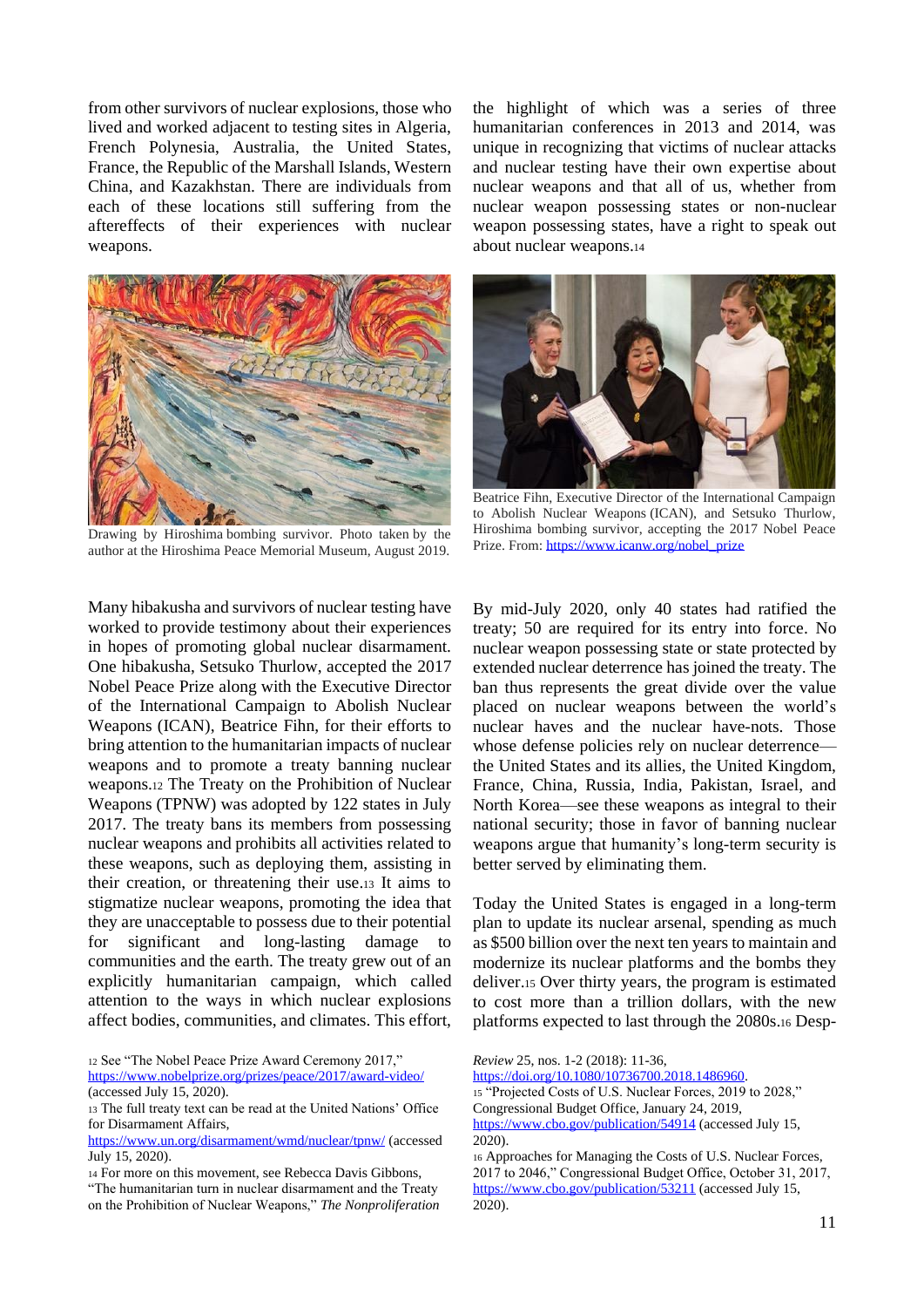from other survivors of nuclear explosions, those who lived and worked adjacent to testing sites in Algeria, French Polynesia, Australia, the United States, France, the Republic of the Marshall Islands, Western China, and Kazakhstan. There are individuals from each of these locations still suffering from the aftereffects of their experiences with nuclear weapons.

Drawing by Hiroshima bombing survivor. Photo taken by the author at the Hiroshima Peace Memorial Museum, August 2019.

Many hibakusha and survivors of nuclear testing have worked to provide testimony about their experiences in hopes of promoting global nuclear disarmament. One hibakusha, Setsuko Thurlow, accepted the 2017 Nobel Peace Prize along with the Executive Director of the International Campaign to Abolish Nuclear Weapons (ICAN), Beatrice Fihn, for their efforts to bring attention to the humanitarian impacts of nuclear weapons and to promote a treaty banning nuclear weapons.[12] The Treaty on the Prohibition of Nuclear Weapons (TPNW) was adopted by 122 states in July 2017. The treaty bans its members from possessing nuclear weapons and prohibits all activities related to these weapons, such as deploying them, assisting in their creation, or threatening their use.[13] It aims to stigmatize nuclear weapons, promoting the idea that they are unacceptable to possess due to their potential for significant and long-lasting damage to communities and the earth. The treaty grew out of an explicitly humanitarian campaign, which called attention to the ways in which nuclear explosions affect bodies, communities, and climates. This effort, the highlight of which was a series of three humanitarian conferences in 2013 and 2014, was unique in recognizing that victims of nuclear attacks and nuclear testing have their own expertise about nuclear weapons and that all of us, whether from nuclear weapon possessing states or non-nuclear weapon possessing states, have a right to speak out about nuclear weapons.[14]

Beatrice Fihn, Executive Director of the International Campaign to Abolish Nuclear Weapons (ICAN), and Setsuko Thurlow, Hiroshima bombing survivor, accepting the 2017 Nobel Peace Prize. From: https://www.icanw.org/nobel_prize

By mid-July 2020, only 40 states had ratified the treaty; 50 are required for its entry into force. No nuclear weapon possessing state or state protected by extended nuclear deterrence has joined the treaty. The ban thus represents the great divide over the value placed on nuclear weapons between the world's nuclear haves and the nuclear have-nots. Those whose defense policies rely on nuclear deterrence—the United States and its allies, the United Kingdom, France, China, Russia, India, Pakistan, Israel, and North Korea—see these weapons as integral to their national security; those in favor of banning nuclear weapons argue that humanity's long-term security is better served by eliminating them.

Today the United States is engaged in a long-term plan to update its nuclear arsenal, spending as much as $500 billion over the next ten years to maintain and modernize its nuclear platforms and the bombs they deliver.[15] Over thirty years, the program is estimated to cost more than a trillion dollars, with the new platforms expected to last through the 2080s.[16] Desp-

---

[12] See "The Nobel Peace Prize Award Ceremony 2017," https://www.nobelprize.org/prizes/peace/2017/award-video/ (accessed July 15, 2020).

[13] The full treaty text can be read at the United Nations' Office for Disarmament Affairs, https://www.un.org/disarmament/wmd/nuclear/tpnw/ (accessed July 15, 2020).

[14] For more on this movement, see Rebecca Davis Gibbons, "The humanitarian turn in nuclear disarmament and the Treaty on the Prohibition of Nuclear Weapons," *The Nonproliferation Review* 25, nos. 1-2 (2018): 11-36, https://doi.org/10.1080/10736700.2018.1486960.

[15] "Projected Costs of U.S. Nuclear Forces, 2019 to 2028," Congressional Budget Office, January 24, 2019, https://www.cbo.gov/publication/54914 (accessed July 15, 2020).

[16] Approaches for Managing the Costs of U.S. Nuclear Forces, 2017 to 2046," Congressional Budget Office, October 31, 2017, https://www.cbo.gov/publication/53211 (accessed July 15, 2020).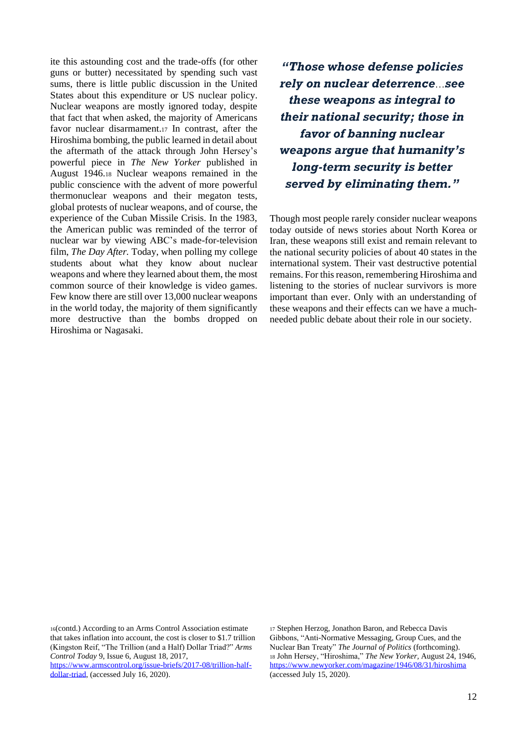ite this astounding cost and the trade-offs (for other guns or butter) necessitated by spending such vast sums, there is little public discussion in the United States about this expenditure or US nuclear policy. Nuclear weapons are mostly ignored today, despite that fact that when asked, the majority of Americans favor nuclear disarmament.[17] In contrast, after the Hiroshima bombing, the public learned in detail about the aftermath of the attack through John Hersey's powerful piece in *The New Yorker* published in August 1946.[18] Nuclear weapons remained in the public conscience with the advent of more powerful thermonuclear weapons and their megaton tests, global protests of nuclear weapons, and of course, the experience of the Cuban Missile Crisis. In the 1983, the American public was reminded of the terror of nuclear war by viewing ABC's made-for-television film, *The Day After.* Today, when polling my college students about what they know about nuclear weapons and where they learned about them, the most common source of their knowledge is video games. Few know there are still over 13,000 nuclear weapons in the world today, the majority of them significantly more destructive than the bombs dropped on Hiroshima or Nagasaki.

> ***"Those whose defense policies rely on nuclear deterrence…see these weapons as integral to their national security; those in favor of banning nuclear weapons argue that humanity's long-term security is better served by eliminating them."***

Though most people rarely consider nuclear weapons today outside of news stories about North Korea or Iran, these weapons still exist and remain relevant to the national security policies of about 40 states in the international system. Their vast destructive potential remains. For this reason, remembering Hiroshima and listening to the stories of nuclear survivors is more important than ever. Only with an understanding of these weapons and their effects can we have a much-needed public debate about their role in our society.

---

[16](contd.) According to an Arms Control Association estimate that takes inflation into account, the cost is closer to $1.7 trillion (Kingston Reif, "The Trillion (and a Half) Dollar Triad?" *Arms Control Today* 9, Issue 6, August 18, 2017, https://www.armscontrol.org/issue-briefs/2017-08/trillion-half-dollar-triad, (accessed July 16, 2020).

[17] Stephen Herzog, Jonathon Baron, and Rebecca Davis Gibbons, "Anti-Normative Messaging, Group Cues, and the Nuclear Ban Treaty" *The Journal of Politics* (forthcoming).

[18] John Hersey, "Hiroshima," *The New Yorker,* August 24, 1946, https://www.newyorker.com/magazine/1946/08/31/hiroshima (accessed July 15, 2020).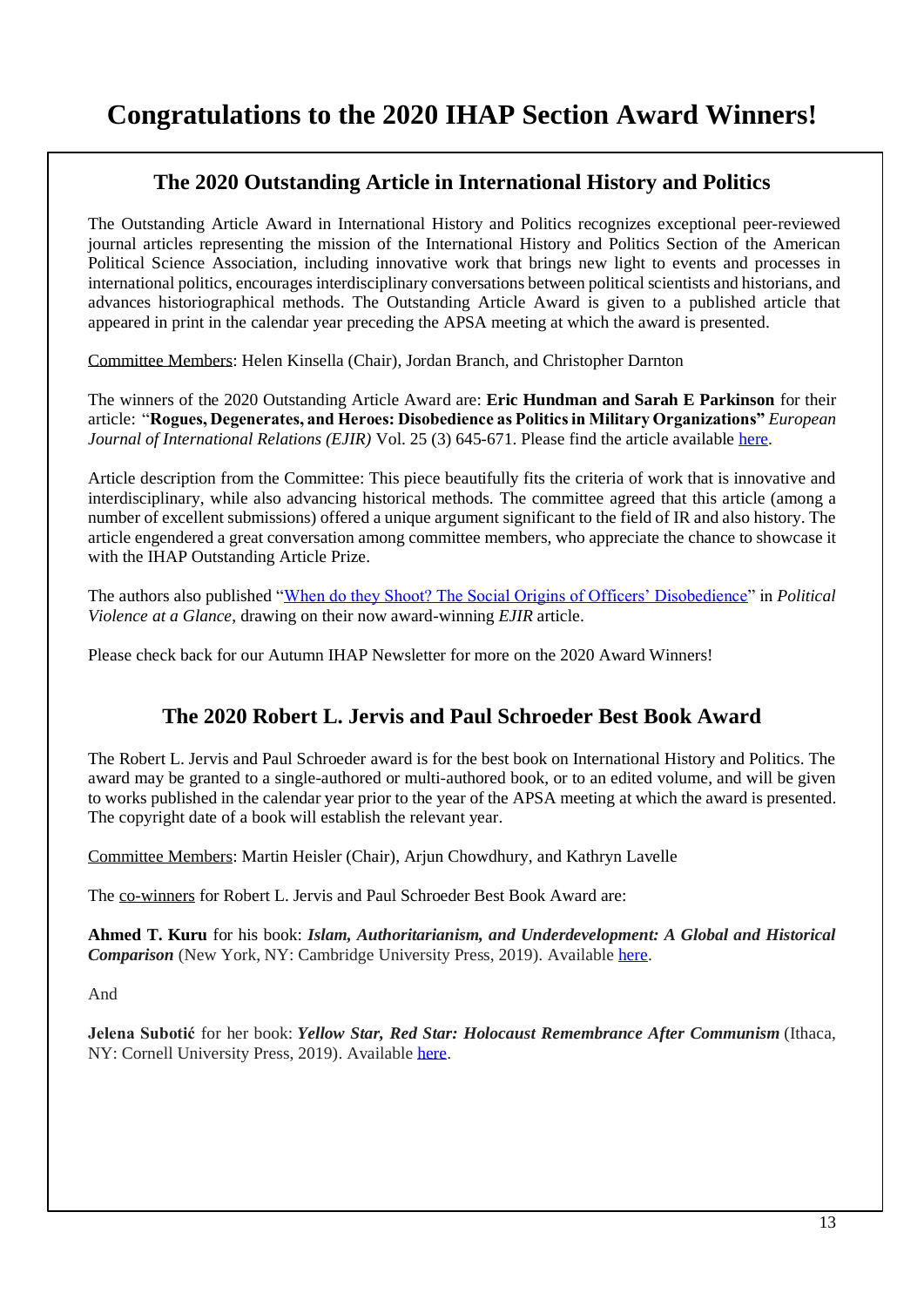# Congratulations to the 2020 IHAP Section Award Winners!

## The 2020 Outstanding Article in International History and Politics

The Outstanding Article Award in International History and Politics recognizes exceptional peer-reviewed journal articles representing the mission of the International History and Politics Section of the American Political Science Association, including innovative work that brings new light to events and processes in international politics, encourages interdisciplinary conversations between political scientists and historians, and advances historiographical methods. The Outstanding Article Award is given to a published article that appeared in print in the calendar year preceding the APSA meeting at which the award is presented.

Committee Members: Helen Kinsella (Chair), Jordan Branch, and Christopher Darnton

The winners of the 2020 Outstanding Article Award are: **Eric Hundman and Sarah E Parkinson** for their article: "**Rogues, Degenerates, and Heroes: Disobedience as Politics in Military Organizations"** *European Journal of International Relations (EJIR)* Vol. 25 (3) 645-671. Please find the article available here.

Article description from the Committee: This piece beautifully fits the criteria of work that is innovative and interdisciplinary, while also advancing historical methods. The committee agreed that this article (among a number of excellent submissions) offered a unique argument significant to the field of IR and also history. The article engendered a great conversation among committee members, who appreciate the chance to showcase it with the IHAP Outstanding Article Prize.

The authors also published "When do they Shoot? The Social Origins of Officers' Disobedience" in *Political Violence at a Glance*, drawing on their now award-winning *EJIR* article.

Please check back for our Autumn IHAP Newsletter for more on the 2020 Award Winners!

## The 2020 Robert L. Jervis and Paul Schroeder Best Book Award

The Robert L. Jervis and Paul Schroeder award is for the best book on International History and Politics. The award may be granted to a single-authored or multi-authored book, or to an edited volume, and will be given to works published in the calendar year prior to the year of the APSA meeting at which the award is presented. The copyright date of a book will establish the relevant year.

Committee Members: Martin Heisler (Chair), Arjun Chowdhury, and Kathryn Lavelle

The co-winners for Robert L. Jervis and Paul Schroeder Best Book Award are:

**Ahmed T. Kuru** for his book: ***Islam, Authoritarianism, and Underdevelopment: A Global and Historical Comparison*** (New York, NY: Cambridge University Press, 2019). Available here.

And

**Jelena Subotić** for her book: ***Yellow Star, Red Star: Holocaust Remembrance After Communism*** (Ithaca, NY: Cornell University Press, 2019). Available here.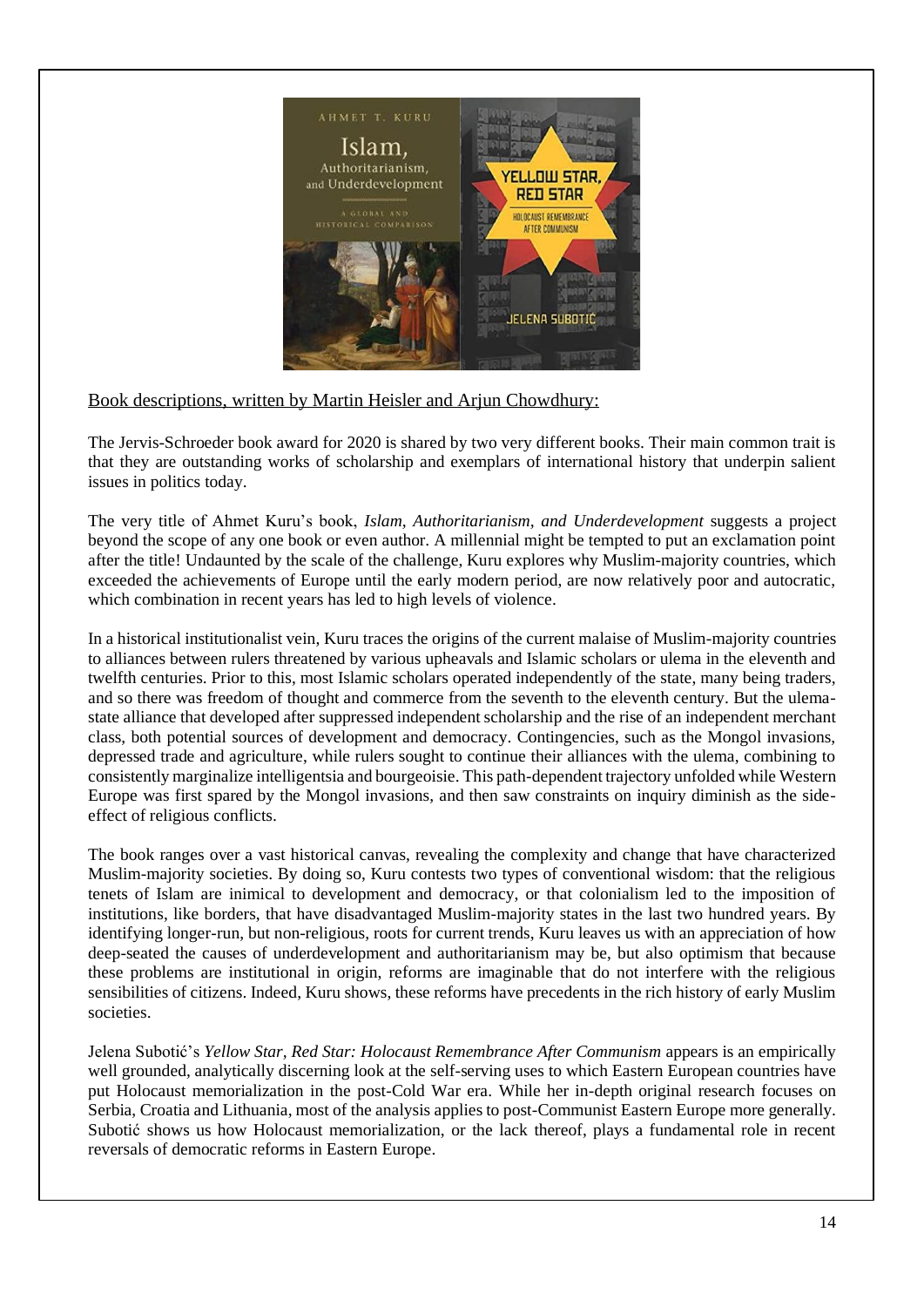Book descriptions, written by Martin Heisler and Arjun Chowdhury:

The Jervis-Schroeder book award for 2020 is shared by two very different books. Their main common trait is that they are outstanding works of scholarship and exemplars of international history that underpin salient issues in politics today.

The very title of Ahmet Kuru's book, *Islam, Authoritarianism, and Underdevelopment* suggests a project beyond the scope of any one book or even author. A millennial might be tempted to put an exclamation point after the title! Undaunted by the scale of the challenge, Kuru explores why Muslim-majority countries, which exceeded the achievements of Europe until the early modern period, are now relatively poor and autocratic, which combination in recent years has led to high levels of violence.

In a historical institutionalist vein, Kuru traces the origins of the current malaise of Muslim-majority countries to alliances between rulers threatened by various upheavals and Islamic scholars or ulema in the eleventh and twelfth centuries. Prior to this, most Islamic scholars operated independently of the state, many being traders, and so there was freedom of thought and commerce from the seventh to the eleventh century. But the ulema-state alliance that developed after suppressed independent scholarship and the rise of an independent merchant class, both potential sources of development and democracy. Contingencies, such as the Mongol invasions, depressed trade and agriculture, while rulers sought to continue their alliances with the ulema, combining to consistently marginalize intelligentsia and bourgeoisie. This path-dependent trajectory unfolded while Western Europe was first spared by the Mongol invasions, and then saw constraints on inquiry diminish as the side-effect of religious conflicts.

The book ranges over a vast historical canvas, revealing the complexity and change that have characterized Muslim-majority societies. By doing so, Kuru contests two types of conventional wisdom: that the religious tenets of Islam are inimical to development and democracy, or that colonialism led to the imposition of institutions, like borders, that have disadvantaged Muslim-majority states in the last two hundred years. By identifying longer-run, but non-religious, roots for current trends, Kuru leaves us with an appreciation of how deep-seated the causes of underdevelopment and authoritarianism may be, but also optimism that because these problems are institutional in origin, reforms are imaginable that do not interfere with the religious sensibilities of citizens. Indeed, Kuru shows, these reforms have precedents in the rich history of early Muslim societies.

Jelena Subotić's *Yellow Star, Red Star: Holocaust Remembrance After Communism* appears is an empirically well grounded, analytically discerning look at the self-serving uses to which Eastern European countries have put Holocaust memorialization in the post-Cold War era. While her in-depth original research focuses on Serbia, Croatia and Lithuania, most of the analysis applies to post-Communist Eastern Europe more generally. Subotić shows us how Holocaust memorialization, or the lack thereof, plays a fundamental role in recent reversals of democratic reforms in Eastern Europe.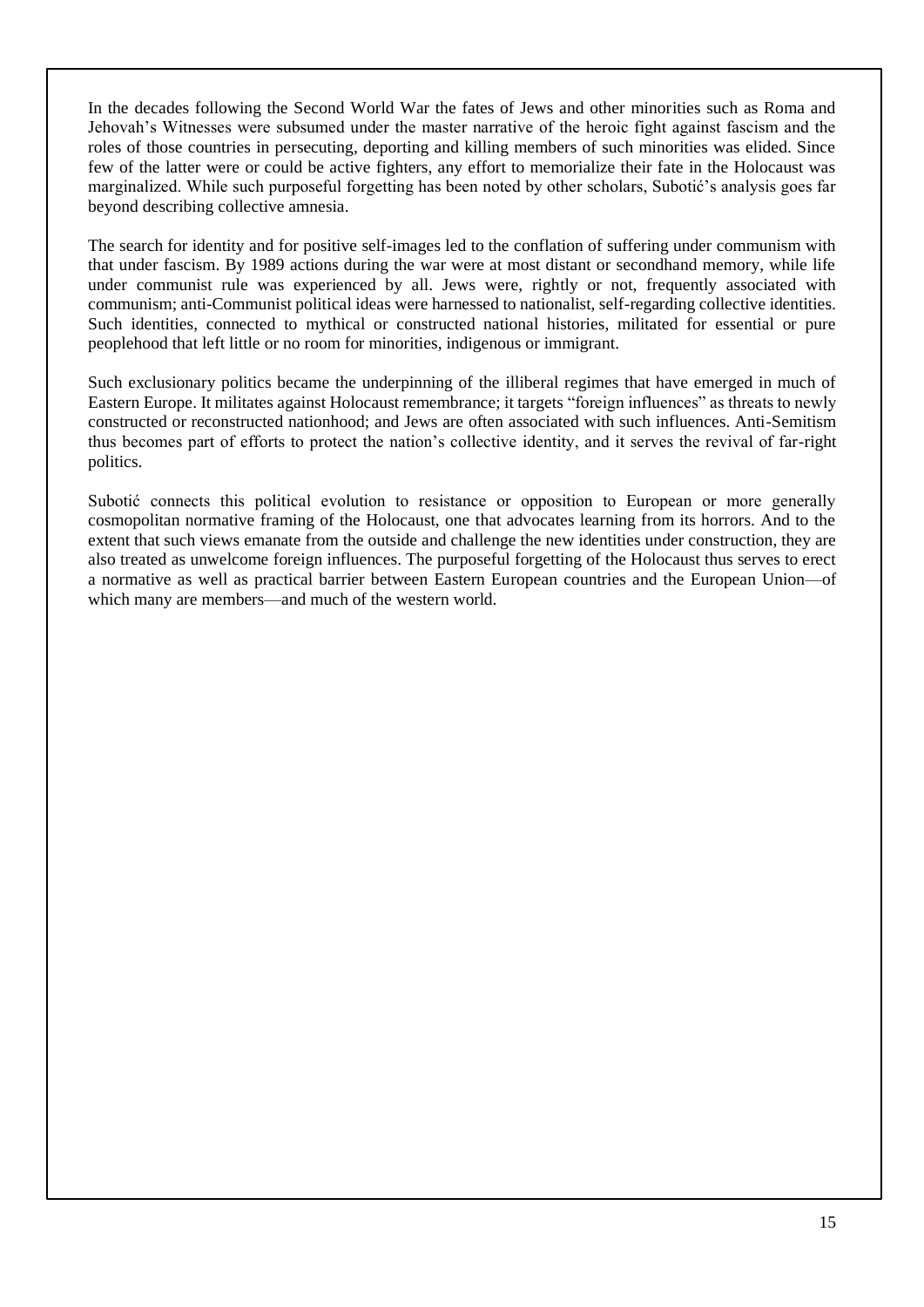In the decades following the Second World War the fates of Jews and other minorities such as Roma and Jehovah's Witnesses were subsumed under the master narrative of the heroic fight against fascism and the roles of those countries in persecuting, deporting and killing members of such minorities was elided. Since few of the latter were or could be active fighters, any effort to memorialize their fate in the Holocaust was marginalized. While such purposeful forgetting has been noted by other scholars, Subotić's analysis goes far beyond describing collective amnesia.

The search for identity and for positive self-images led to the conflation of suffering under communism with that under fascism. By 1989 actions during the war were at most distant or secondhand memory, while life under communist rule was experienced by all. Jews were, rightly or not, frequently associated with communism; anti-Communist political ideas were harnessed to nationalist, self-regarding collective identities. Such identities, connected to mythical or constructed national histories, militated for essential or pure peoplehood that left little or no room for minorities, indigenous or immigrant.

Such exclusionary politics became the underpinning of the illiberal regimes that have emerged in much of Eastern Europe. It militates against Holocaust remembrance; it targets "foreign influences" as threats to newly constructed or reconstructed nationhood; and Jews are often associated with such influences. Anti-Semitism thus becomes part of efforts to protect the nation's collective identity, and it serves the revival of far-right politics.

Subotić connects this political evolution to resistance or opposition to European or more generally cosmopolitan normative framing of the Holocaust, one that advocates learning from its horrors. And to the extent that such views emanate from the outside and challenge the new identities under construction, they are also treated as unwelcome foreign influences. The purposeful forgetting of the Holocaust thus serves to erect a normative as well as practical barrier between Eastern European countries and the European Union—of which many are members—and much of the western world.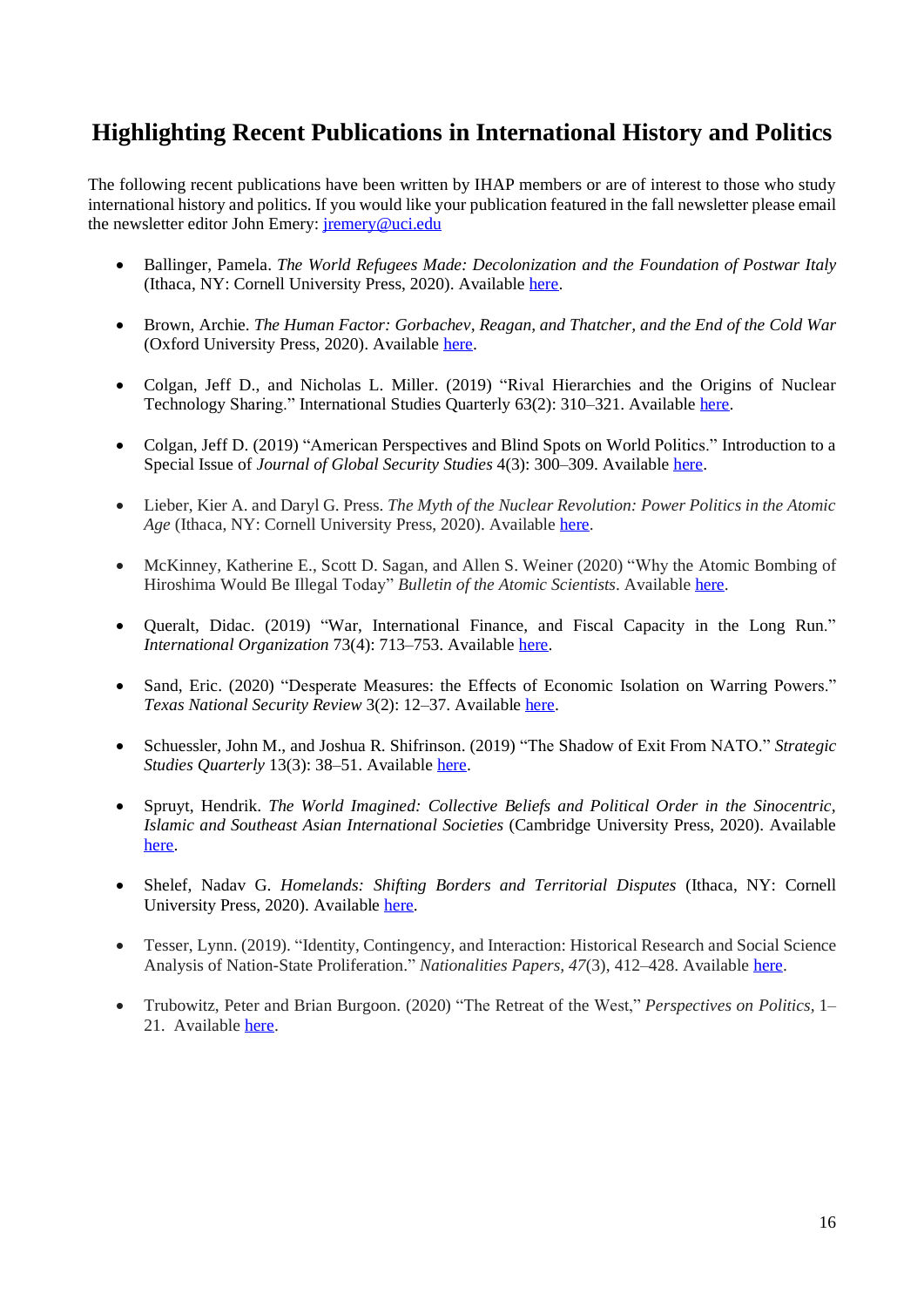# Highlighting Recent Publications in International History and Politics

The following recent publications have been written by IHAP members or are of interest to those who study international history and politics. If you would like your publication featured in the fall newsletter please email the newsletter editor John Emery: jremery@uci.edu

- Ballinger, Pamela. *The World Refugees Made: Decolonization and the Foundation of Postwar Italy* (Ithaca, NY: Cornell University Press, 2020). Available here.

- Brown, Archie. *The Human Factor: Gorbachev, Reagan, and Thatcher, and the End of the Cold War* (Oxford University Press, 2020). Available here.

- Colgan, Jeff D., and Nicholas L. Miller. (2019) "Rival Hierarchies and the Origins of Nuclear Technology Sharing." International Studies Quarterly 63(2): 310–321. Available here.

- Colgan, Jeff D. (2019) "American Perspectives and Blind Spots on World Politics." Introduction to a Special Issue of *Journal of Global Security Studies* 4(3): 300–309. Available here.

- Lieber, Kier A. and Daryl G. Press. *The Myth of the Nuclear Revolution: Power Politics in the Atomic Age* (Ithaca, NY: Cornell University Press, 2020). Available here.

- McKinney, Katherine E., Scott D. Sagan, and Allen S. Weiner (2020) "Why the Atomic Bombing of Hiroshima Would Be Illegal Today" *Bulletin of the Atomic Scientists*. Available here.

- Queralt, Didac. (2019) "War, International Finance, and Fiscal Capacity in the Long Run." *International Organization* 73(4): 713–753. Available here.

- Sand, Eric. (2020) "Desperate Measures: the Effects of Economic Isolation on Warring Powers." *Texas National Security Review* 3(2): 12–37. Available here.

- Schuessler, John M., and Joshua R. Shifrinson. (2019) "The Shadow of Exit From NATO." *Strategic Studies Quarterly* 13(3): 38–51. Available here.

- Spruyt, Hendrik. *The World Imagined: Collective Beliefs and Political Order in the Sinocentric, Islamic and Southeast Asian International Societies* (Cambridge University Press, 2020). Available here.

- Shelef, Nadav G. *Homelands: Shifting Borders and Territorial Disputes* (Ithaca, NY: Cornell University Press, 2020). Available here.

- Tesser, Lynn. (2019). "Identity, Contingency, and Interaction: Historical Research and Social Science Analysis of Nation-State Proliferation." *Nationalities Papers, 47*(3), 412–428. Available here.

- Trubowitz, Peter and Brian Burgoon. (2020) "The Retreat of the West," *Perspectives on Politics*, 1–21. Available here.